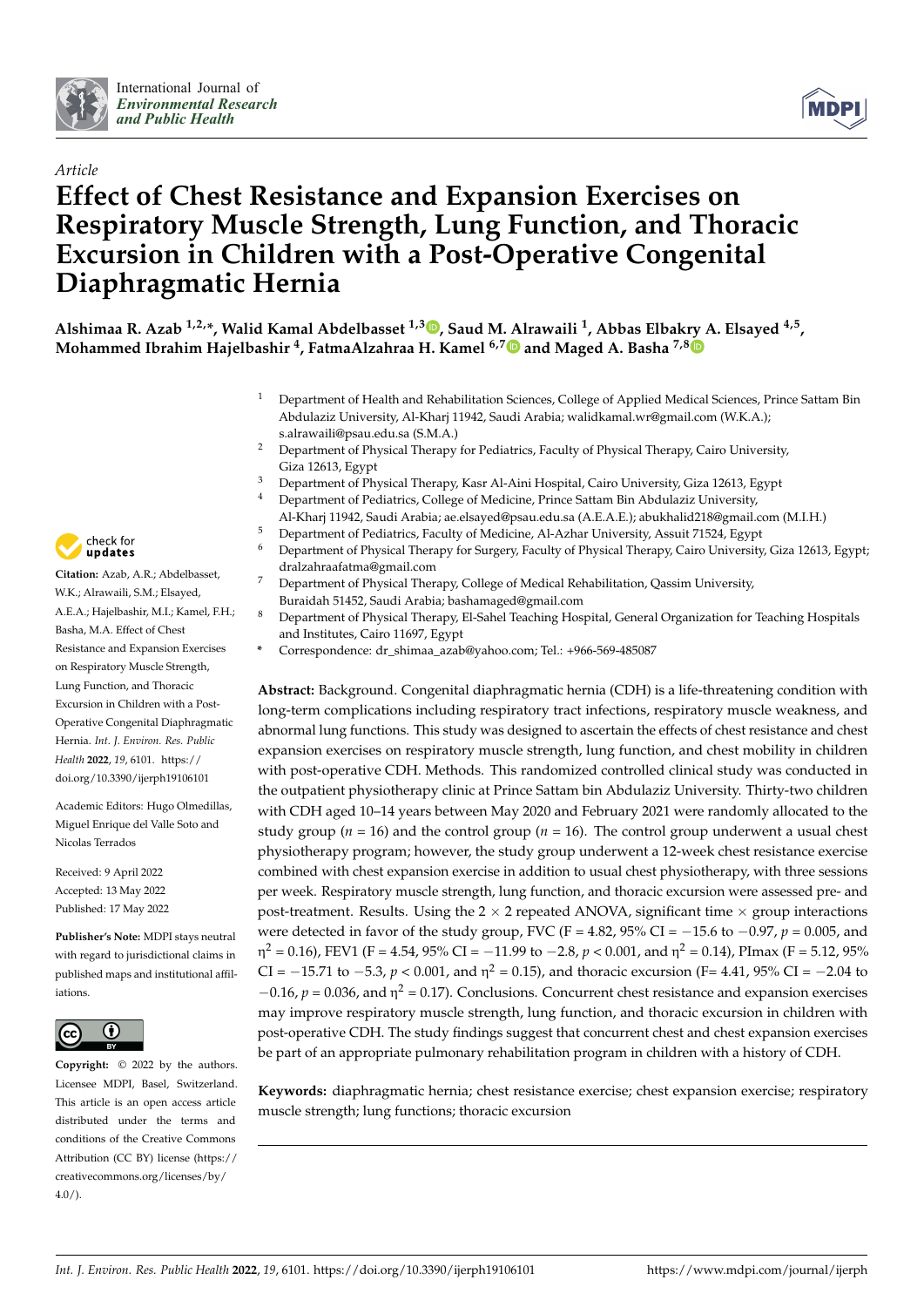International Journal of *Environmental Research and Public Health*

*Article*

# Effect of Chest Resistance and Expansion Exercises on Respiratory Muscle Strength, Lung Function, and Thoracic Excursion in Children with a Post-Operative Congenital Diaphragmatic Hernia

**Alshimaa R. Azab [1,2,*], Walid Kamal Abdelbasset [1,3], Saud M. Alrawaili [1], Abbas Elbakry A. Elsayed [4,5], Mohammed Ibrahim Hajelbashir [4], FatmaAlzahraa H. Kamel [6,7] and Maged A. Basha [7,8]**

1. Department of Health and Rehabilitation Sciences, College of Applied Medical Sciences, Prince Sattam Bin Abdulaziz University, Al-Kharj 11942, Saudi Arabia; walidkamal.wr@gmail.com (W.K.A.); s.alrawaili@psau.edu.sa (S.M.A.)
2. Department of Physical Therapy for Pediatrics, Faculty of Physical Therapy, Cairo University, Giza 12613, Egypt
3. Department of Physical Therapy, Kasr Al-Aini Hospital, Cairo University, Giza 12613, Egypt
4. Department of Pediatrics, College of Medicine, Prince Sattam Bin Abdulaziz University, Al-Kharj 11942, Saudi Arabia; ae.elsayed@psau.edu.sa (A.E.A.E.); abukhalid218@gmail.com (M.I.H.)
5. Department of Pediatrics, Faculty of Medicine, Al-Azhar University, Assuit 71524, Egypt
6. Department of Physical Therapy for Surgery, Faculty of Physical Therapy, Cairo University, Giza 12613, Egypt; dralzahraafatma@gmail.com
7. Department of Physical Therapy, College of Medical Rehabilitation, Qassim University, Buraidah 51452, Saudi Arabia; bashamaged@gmail.com
8. Department of Physical Therapy, El-Sahel Teaching Hospital, General Organization for Teaching Hospitals and Institutes, Cairo 11697, Egypt

\* Correspondence: dr_shimaa_azab@yahoo.com; Tel.: +966-569-485087

**Citation:** Azab, A.R.; Abdelbasset, W.K.; Alrawaili, S.M.; Elsayed, A.E.A.; Hajelbashir, M.I.; Kamel, F.H.; Basha, M.A. Effect of Chest Resistance and Expansion Exercises on Respiratory Muscle Strength, Lung Function, and Thoracic Excursion in Children with a Post-Operative Congenital Diaphragmatic Hernia. *Int. J. Environ. Res. Public Health* **2022**, *19*, 6101. https://doi.org/10.3390/ijerph19106101

Academic Editors: Hugo Olmedillas, Miguel Enrique del Valle Soto and Nicolas Terrados

Received: 9 April 2022
Accepted: 13 May 2022
Published: 17 May 2022

**Publisher's Note:** MDPI stays neutral with regard to jurisdictional claims in published maps and institutional affiliations.

**Copyright:** © 2022 by the authors. Licensee MDPI, Basel, Switzerland. This article is an open access article distributed under the terms and conditions of the Creative Commons Attribution (CC BY) license (https://creativecommons.org/licenses/by/4.0/).

**Abstract:** Background. Congenital diaphragmatic hernia (CDH) is a life-threatening condition with long-term complications including respiratory tract infections, respiratory muscle weakness, and abnormal lung functions. This study was designed to ascertain the effects of chest resistance and chest expansion exercises on respiratory muscle strength, lung function, and chest mobility in children with post-operative CDH. Methods. This randomized controlled clinical study was conducted in the outpatient physiotherapy clinic at Prince Sattam bin Abdulaziz University. Thirty-two children with CDH aged 10–14 years between May 2020 and February 2021 were randomly allocated to the study group ($n = 16$) and the control group ($n = 16$). The control group underwent a usual chest physiotherapy program; however, the study group underwent a 12-week chest resistance exercise combined with chest expansion exercise in addition to usual chest physiotherapy, with three sessions per week. Respiratory muscle strength, lung function, and thoracic excursion were assessed pre- and post-treatment. Results. Using the 2 × 2 repeated ANOVA, significant time × group interactions were detected in favor of the study group, FVC ($F = 4.82$, 95% CI = −15.6 to −0.97, $p = 0.005$, and $\eta^2 = 0.16$), FEV1 ($F = 4.54$, 95% CI = −11.99 to −2.8, $p < 0.001$, and $\eta^2 = 0.14$), PImax ($F = 5.12$, 95% CI = −15.71 to −5.3, $p < 0.001$, and $\eta^2 = 0.15$), and thoracic excursion ($F = 4.41$, 95% CI = −2.04 to −0.16, $p = 0.036$, and $\eta^2 = 0.17$). Conclusions. Concurrent chest resistance and expansion exercises may improve respiratory muscle strength, lung function, and thoracic excursion in children with post-operative CDH. The study findings suggest that concurrent chest and chest expansion exercises be part of an appropriate pulmonary rehabilitation program in children with a history of CDH.

**Keywords:** diaphragmatic hernia; chest resistance exercise; chest expansion exercise; respiratory muscle strength; lung functions; thoracic excursion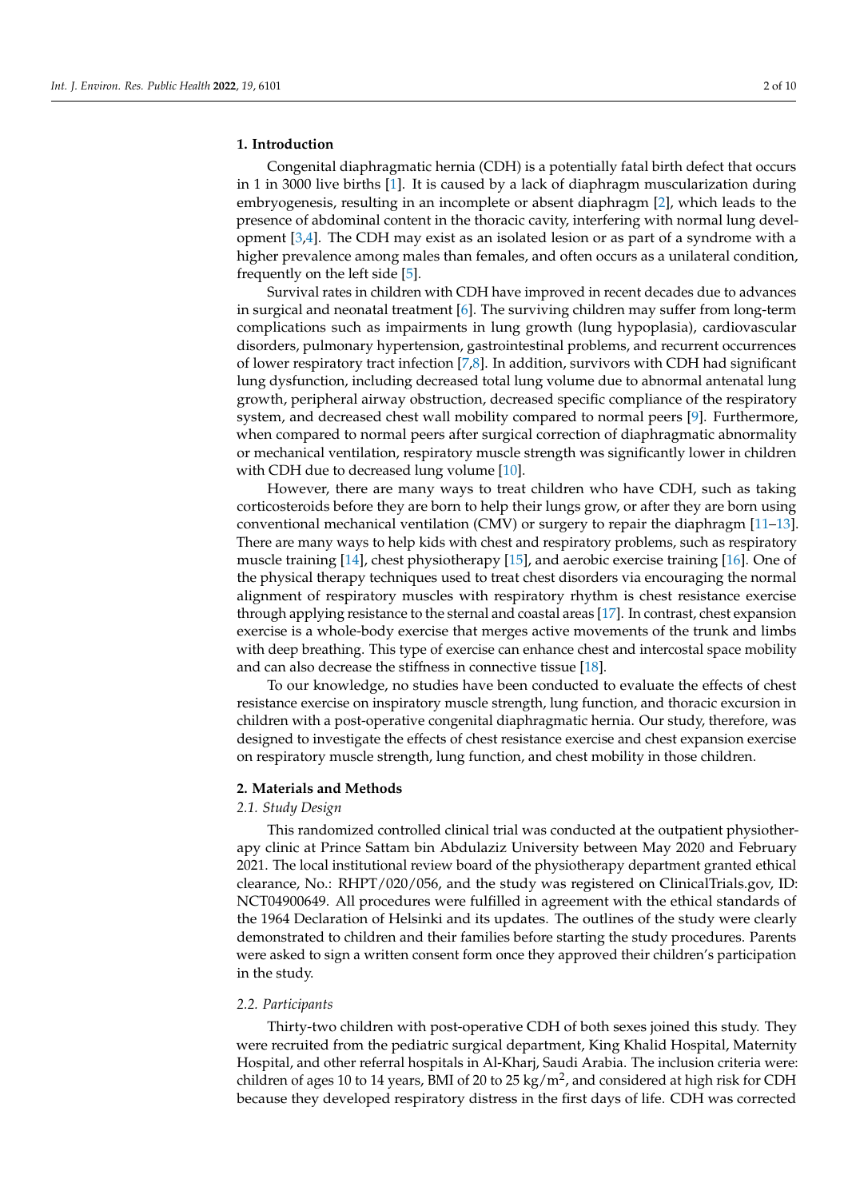## 1. Introduction

Congenital diaphragmatic hernia (CDH) is a potentially fatal birth defect that occurs in 1 in 3000 live births [1]. It is caused by a lack of diaphragm muscularization during embryogenesis, resulting in an incomplete or absent diaphragm [2], which leads to the presence of abdominal content in the thoracic cavity, interfering with normal lung development [3,4]. The CDH may exist as an isolated lesion or as part of a syndrome with a higher prevalence among males than females, and often occurs as a unilateral condition, frequently on the left side [5].

Survival rates in children with CDH have improved in recent decades due to advances in surgical and neonatal treatment [6]. The surviving children may suffer from long-term complications such as impairments in lung growth (lung hypoplasia), cardiovascular disorders, pulmonary hypertension, gastrointestinal problems, and recurrent occurrences of lower respiratory tract infection [7,8]. In addition, survivors with CDH had significant lung dysfunction, including decreased total lung volume due to abnormal antenatal lung growth, peripheral airway obstruction, decreased specific compliance of the respiratory system, and decreased chest wall mobility compared to normal peers [9]. Furthermore, when compared to normal peers after surgical correction of diaphragmatic abnormality or mechanical ventilation, respiratory muscle strength was significantly lower in children with CDH due to decreased lung volume [10].

However, there are many ways to treat children who have CDH, such as taking corticosteroids before they are born to help their lungs grow, or after they are born using conventional mechanical ventilation (CMV) or surgery to repair the diaphragm [11–13]. There are many ways to help kids with chest and respiratory problems, such as respiratory muscle training [14], chest physiotherapy [15], and aerobic exercise training [16]. One of the physical therapy techniques used to treat chest disorders via encouraging the normal alignment of respiratory muscles with respiratory rhythm is chest resistance exercise through applying resistance to the sternal and coastal areas [17]. In contrast, chest expansion exercise is a whole-body exercise that merges active movements of the trunk and limbs with deep breathing. This type of exercise can enhance chest and intercostal space mobility and can also decrease the stiffness in connective tissue [18].

To our knowledge, no studies have been conducted to evaluate the effects of chest resistance exercise on inspiratory muscle strength, lung function, and thoracic excursion in children with a post-operative congenital diaphragmatic hernia. Our study, therefore, was designed to investigate the effects of chest resistance exercise and chest expansion exercise on respiratory muscle strength, lung function, and chest mobility in those children.

## 2. Materials and Methods

### 2.1. Study Design

This randomized controlled clinical trial was conducted at the outpatient physiotherapy clinic at Prince Sattam bin Abdulaziz University between May 2020 and February 2021. The local institutional review board of the physiotherapy department granted ethical clearance, No.: RHPT/020/056, and the study was registered on ClinicalTrials.gov, ID: NCT04900649. All procedures were fulfilled in agreement with the ethical standards of the 1964 Declaration of Helsinki and its updates. The outlines of the study were clearly demonstrated to children and their families before starting the study procedures. Parents were asked to sign a written consent form once they approved their children's participation in the study.

### 2.2. Participants

Thirty-two children with post-operative CDH of both sexes joined this study. They were recruited from the pediatric surgical department, King Khalid Hospital, Maternity Hospital, and other referral hospitals in Al-Kharj, Saudi Arabia. The inclusion criteria were: children of ages 10 to 14 years, BMI of 20 to 25 kg/m$^2$, and considered at high risk for CDH because they developed respiratory distress in the first days of life. CDH was corrected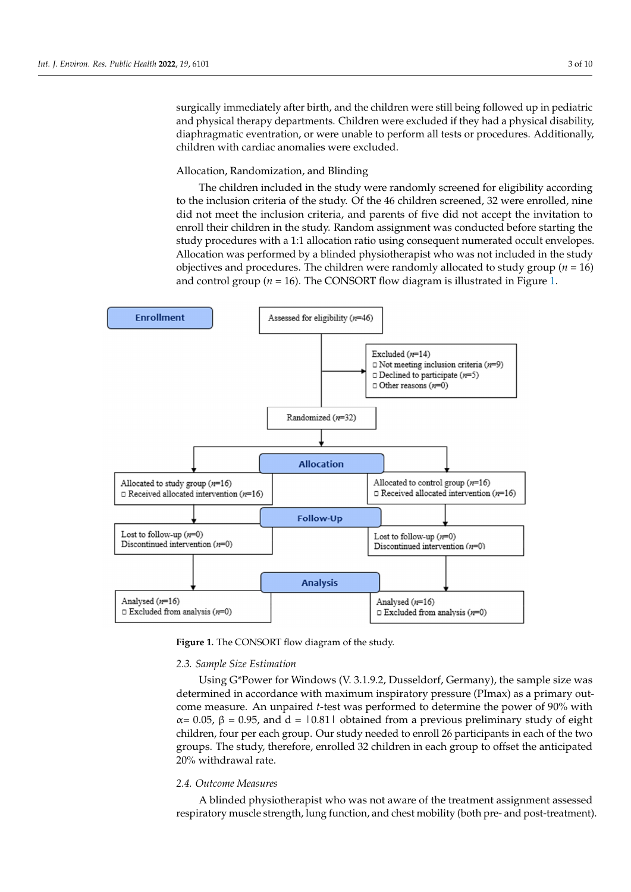surgically immediately after birth, and the children were still being followed up in pediatric and physical therapy departments. Children were excluded if they had a physical disability, diaphragmatic eventration, or were unable to perform all tests or procedures. Additionally, children with cardiac anomalies were excluded.

Allocation, Randomization, and Blinding

The children included in the study were randomly screened for eligibility according to the inclusion criteria of the study. Of the 46 children screened, 32 were enrolled, nine did not meet the inclusion criteria, and parents of five did not accept the invitation to enroll their children in the study. Random assignment was conducted before starting the study procedures with a 1:1 allocation ratio using consequent numerated occult envelopes. Allocation was performed by a blinded physiotherapist who was not included in the study objectives and procedures. The children were randomly allocated to study group ($n$ = 16) and control group ($n$ = 16). The CONSORT flow diagram is illustrated in Figure 1.

Enrollment

Assessed for eligibility ($n$=46)

Excluded ($n$=14)
- Not meeting inclusion criteria ($n$=9)
- Declined to participate ($n$=5)
- Other reasons ($n$=0)

Randomized ($n$=32)

Allocation

Allocated to study group ($n$=16)
- Received allocated intervention ($n$=16)

Allocated to control group ($n$=16)
- Received allocated intervention ($n$=16)

Follow-Up

Lost to follow-up ($n$=0)
Discontinued intervention ($n$=0)

Lost to follow-up ($n$=0)
Discontinued intervention ($n$=0)

Analysis

Analysed ($n$=16)
- Excluded from analysis ($n$=0)

Analysed ($n$=16)
- Excluded from analysis ($n$=0)

**Figure 1.** The CONSORT flow diagram of the study.

### *2.3. Sample Size Estimation*

Using G*Power for Windows (V. 3.1.9.2, Dusseldorf, Germany), the sample size was determined in accordance with maximum inspiratory pressure (PImax) as a primary outcome measure. An unpaired $t$-test was performed to determine the power of 90% with $\alpha$= 0.05, $\beta$ = 0.95, and $d = |0.81|$ obtained from a previous preliminary study of eight children, four per each group. Our study needed to enroll 26 participants in each of the two groups. The study, therefore, enrolled 32 children in each group to offset the anticipated 20% withdrawal rate.

### *2.4. Outcome Measures*

A blinded physiotherapist who was not aware of the treatment assignment assessed respiratory muscle strength, lung function, and chest mobility (both pre- and post-treatment).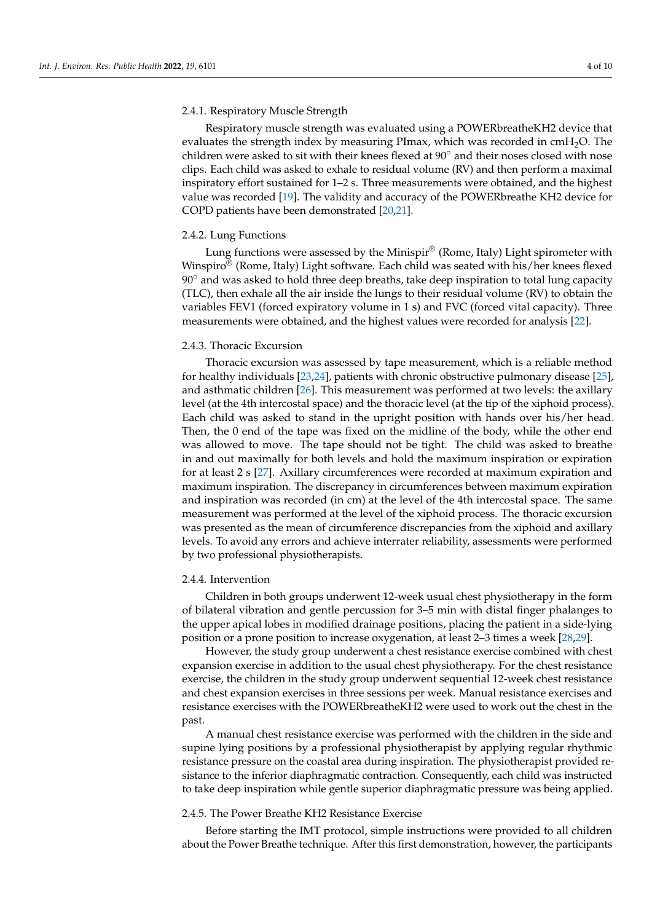#### 2.4.1. Respiratory Muscle Strength

Respiratory muscle strength was evaluated using a POWERbreatheKH2 device that evaluates the strength index by measuring PImax, which was recorded in cm$H_2O$. The children were asked to sit with their knees flexed at 90° and their noses closed with nose clips. Each child was asked to exhale to residual volume (RV) and then perform a maximal inspiratory effort sustained for 1–2 s. Three measurements were obtained, and the highest value was recorded [19]. The validity and accuracy of the POWERbreathe KH2 device for COPD patients have been demonstrated [20,21].

#### 2.4.2. Lung Functions

Lung functions were assessed by the Minispir® (Rome, Italy) Light spirometer with Winspiro® (Rome, Italy) Light software. Each child was seated with his/her knees flexed 90° and was asked to hold three deep breaths, take deep inspiration to total lung capacity (TLC), then exhale all the air inside the lungs to their residual volume (RV) to obtain the variables FEV1 (forced expiratory volume in 1 s) and FVC (forced vital capacity). Three measurements were obtained, and the highest values were recorded for analysis [22].

#### 2.4.3. Thoracic Excursion

Thoracic excursion was assessed by tape measurement, which is a reliable method for healthy individuals [23,24], patients with chronic obstructive pulmonary disease [25], and asthmatic children [26]. This measurement was performed at two levels: the axillary level (at the 4th intercostal space) and the thoracic level (at the tip of the xiphoid process). Each child was asked to stand in the upright position with hands over his/her head. Then, the 0 end of the tape was fixed on the midline of the body, while the other end was allowed to move. The tape should not be tight. The child was asked to breathe in and out maximally for both levels and hold the maximum inspiration or expiration for at least 2 s [27]. Axillary circumferences were recorded at maximum expiration and maximum inspiration. The discrepancy in circumferences between maximum expiration and inspiration was recorded (in cm) at the level of the 4th intercostal space. The same measurement was performed at the level of the xiphoid process. The thoracic excursion was presented as the mean of circumference discrepancies from the xiphoid and axillary levels. To avoid any errors and achieve interrater reliability, assessments were performed by two professional physiotherapists.

#### 2.4.4. Intervention

Children in both groups underwent 12-week usual chest physiotherapy in the form of bilateral vibration and gentle percussion for 3–5 min with distal finger phalanges to the upper apical lobes in modified drainage positions, placing the patient in a side-lying position or a prone position to increase oxygenation, at least 2–3 times a week [28,29].

However, the study group underwent a chest resistance exercise combined with chest expansion exercise in addition to the usual chest physiotherapy. For the chest resistance exercise, the children in the study group underwent sequential 12-week chest resistance and chest expansion exercises in three sessions per week. Manual resistance exercises and resistance exercises with the POWERbreatheKH2 were used to work out the chest in the past.

A manual chest resistance exercise was performed with the children in the side and supine lying positions by a professional physiotherapist by applying regular rhythmic resistance pressure on the coastal area during inspiration. The physiotherapist provided resistance to the inferior diaphragmatic contraction. Consequently, each child was instructed to take deep inspiration while gentle superior diaphragmatic pressure was being applied.

#### 2.4.5. The Power Breathe KH2 Resistance Exercise

Before starting the IMT protocol, simple instructions were provided to all children about the Power Breathe technique. After this first demonstration, however, the participants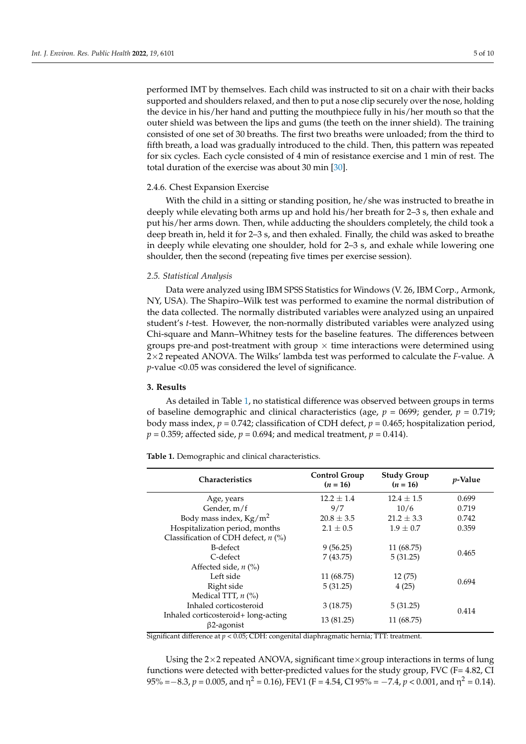performed IMT by themselves. Each child was instructed to sit on a chair with their backs supported and shoulders relaxed, and then to put a nose clip securely over the nose, holding the device in his/her hand and putting the mouthpiece fully in his/her mouth so that the outer shield was between the lips and gums (the teeth on the inner shield). The training consisted of one set of 30 breaths. The first two breaths were unloaded; from the third to fifth breath, a load was gradually introduced to the child. Then, this pattern was repeated for six cycles. Each cycle consisted of 4 min of resistance exercise and 1 min of rest. The total duration of the exercise was about 30 min [30].

#### 2.4.6. Chest Expansion Exercise

With the child in a sitting or standing position, he/she was instructed to breathe in deeply while elevating both arms up and hold his/her breath for 2–3 s, then exhale and put his/her arms down. Then, while adducting the shoulders completely, the child took a deep breath in, held it for 2–3 s, and then exhaled. Finally, the child was asked to breathe in deeply while elevating one shoulder, hold for 2–3 s, and exhale while lowering one shoulder, then the second (repeating five times per exercise session).

### *2.5. Statistical Analysis*

Data were analyzed using IBM SPSS Statistics for Windows (V. 26, IBM Corp., Armonk, NY, USA). The Shapiro–Wilk test was performed to examine the normal distribution of the data collected. The normally distributed variables were analyzed using an unpaired student's *t*-test. However, the non-normally distributed variables were analyzed using Chi-square and Mann–Whitney tests for the baseline features. The differences between groups pre-and post-treatment with group × time interactions were determined using 2×2 repeated ANOVA. The Wilks' lambda test was performed to calculate the *F*-value. A *p*-value <0.05 was considered the level of significance.

## 3. Results

As detailed in Table 1, no statistical difference was observed between groups in terms of baseline demographic and clinical characteristics (age, $p$ = 0699; gender, $p$ = 0.719; body mass index, $p$ = 0.742; classification of CDH defect, $p$ = 0.465; hospitalization period, $p$ = 0.359; affected side, $p$ = 0.694; and medical treatment, $p$ = 0.414).

**Table 1.** Demographic and clinical characteristics.

| Characteristics | Control Group ($n$ = 16) | Study Group ($n$ = 16) | *p*-Value |
|---|---|---|---|
| Age, years | 12.2 ± 1.4 | 12.4 ± 1.5 | 0.699 |
| Gender, m/f | 9/7 | 10/6 | 0.719 |
| Body mass index, Kg/m$^2$ | 20.8 ± 3.5 | 21.2 ± 3.3 | 0.742 |
| Hospitalization period, months | 2.1 ± 0.5 | 1.9 ± 0.7 | 0.359 |
| Classification of CDH defect, *n* (%) | | | |
| B-defect | 9 (56.25) | 11 (68.75) | 0.465 |
| C-defect | 7 (43.75) | 5 (31.25) | |
| Affected side, *n* (%) | | | |
| Left side | 11 (68.75) | 12 (75) | 0.694 |
| Right side | 5 (31.25) | 4 (25) | |
| Medical TTT, *n* (%) | | | |
| Inhaled corticosteroid | 3 (18.75) | 5 (31.25) | 0.414 |
| Inhaled corticosteroid+ long-acting β2-agonist | 13 (81.25) | 11 (68.75) | |

Significant difference at $p < 0.05$; CDH: congenital diaphragmatic hernia; TTT: treatment.

Using the 2×2 repeated ANOVA, significant time×group interactions in terms of lung functions were detected with better-predicted values for the study group, FVC (F= 4.82, CI 95% =−8.3, $p$ = 0.005, and $\eta^2$ = 0.16), FEV1 (F = 4.54, CI 95% = −7.4, $p < 0.001$, and $\eta^2$ = 0.14).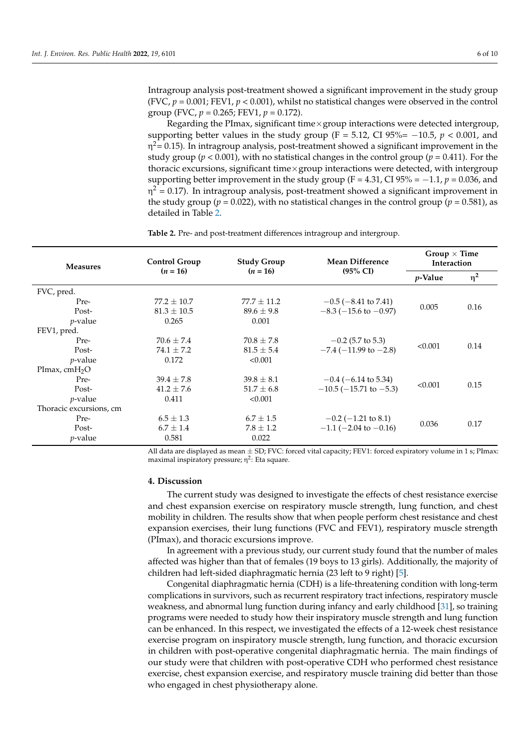Intragroup analysis post-treatment showed a significant improvement in the study group (FVC, $p = 0.001$; FEV1, $p < 0.001$), whilst no statistical changes were observed in the control group (FVC, $p = 0.265$; FEV1, $p = 0.172$).

Regarding the PImax, significant time×group interactions were detected intergroup, supporting better values in the study group ($F = 5.12$, CI 95%= $-10.5$, $p < 0.001$, and $\eta^2 = 0.15$). In intragroup analysis, post-treatment showed a significant improvement in the study group ($p < 0.001$), with no statistical changes in the control group ($p = 0.411$). For the thoracic excursions, significant time×group interactions were detected, with intergroup supporting better improvement in the study group ($F = 4.31$, CI 95% = $-1.1$, $p = 0.036$, and $\eta^2 = 0.17$). In intragroup analysis, post-treatment showed a significant improvement in the study group ($p = 0.022$), with no statistical changes in the control group ($p = 0.581$), as detailed in Table 2.

**Table 2.** Pre- and post-treatment differences intragroup and intergroup.

| Measures | Control Group ($n = 16$) | Study Group ($n = 16$) | Mean Difference (95% CI) | Group × Time Interaction | |
|---|---|---|---|---|---|
| | | | | *p*-Value | $\eta^2$ |
| FVC, pred. | | | | | |
| Pre- | 77.2 ± 10.7 | 77.7 ± 11.2 | −0.5 (−8.41 to 7.41) | 0.005 | 0.16 |
| Post- | 81.3 ± 10.5 | 89.6 ± 9.8 | −8.3 (−15.6 to −0.97) | | |
| *p*-value | 0.265 | 0.001 | | | |
| FEV1, pred. | | | | | |
| Pre- | 70.6 ± 7.4 | 70.8 ± 7.8 | −0.2 (5.7 to 5.3) | <0.001 | 0.14 |
| Post- | 74.1 ± 7.2 | 81.5 ± 5.4 | −7.4 (−11.99 to −2.8) | | |
| *p*-value | 0.172 | <0.001 | | | |
| PImax, cm$H_2O$ | | | | | |
| Pre- | 39.4 ± 7.8 | 39.8 ± 8.1 | −0.4 (−6.14 to 5.34) | <0.001 | 0.15 |
| Post- | 41.2 ± 7.6 | 51.7 ± 6.8 | −10.5 (−15.71 to −5.3) | | |
| *p*-value | 0.411 | <0.001 | | | |
| Thoracic excursions, cm | | | | | |
| Pre- | 6.5 ± 1.3 | 6.7 ± 1.5 | −0.2 (−1.21 to 8.1) | 0.036 | 0.17 |
| Post- | 6.7 ± 1.4 | 7.8 ± 1.2 | −1.1 (−2.04 to −0.16) | | |
| *p*-value | 0.581 | 0.022 | | | |

All data are displayed as mean ± SD; FVC: forced vital capacity; FEV1: forced expiratory volume in 1 s; PImax: maximal inspiratory pressure; $\eta^2$: Eta square.

## 4. Discussion

The current study was designed to investigate the effects of chest resistance exercise and chest expansion exercise on respiratory muscle strength, lung function, and chest mobility in children. The results show that when people perform chest resistance and chest expansion exercises, their lung functions (FVC and FEV1), respiratory muscle strength (PImax), and thoracic excursions improve.

In agreement with a previous study, our current study found that the number of males affected was higher than that of females (19 boys to 13 girls). Additionally, the majority of children had left-sided diaphragmatic hernia (23 left to 9 right) [5].

Congenital diaphragmatic hernia (CDH) is a life-threatening condition with long-term complications in survivors, such as recurrent respiratory tract infections, respiratory muscle weakness, and abnormal lung function during infancy and early childhood [31], so training programs were needed to study how their inspiratory muscle strength and lung function can be enhanced. In this respect, we investigated the effects of a 12-week chest resistance exercise program on inspiratory muscle strength, lung function, and thoracic excursion in children with post-operative congenital diaphragmatic hernia. The main findings of our study were that children with post-operative CDH who performed chest resistance exercise, chest expansion exercise, and respiratory muscle training did better than those who engaged in chest physiotherapy alone.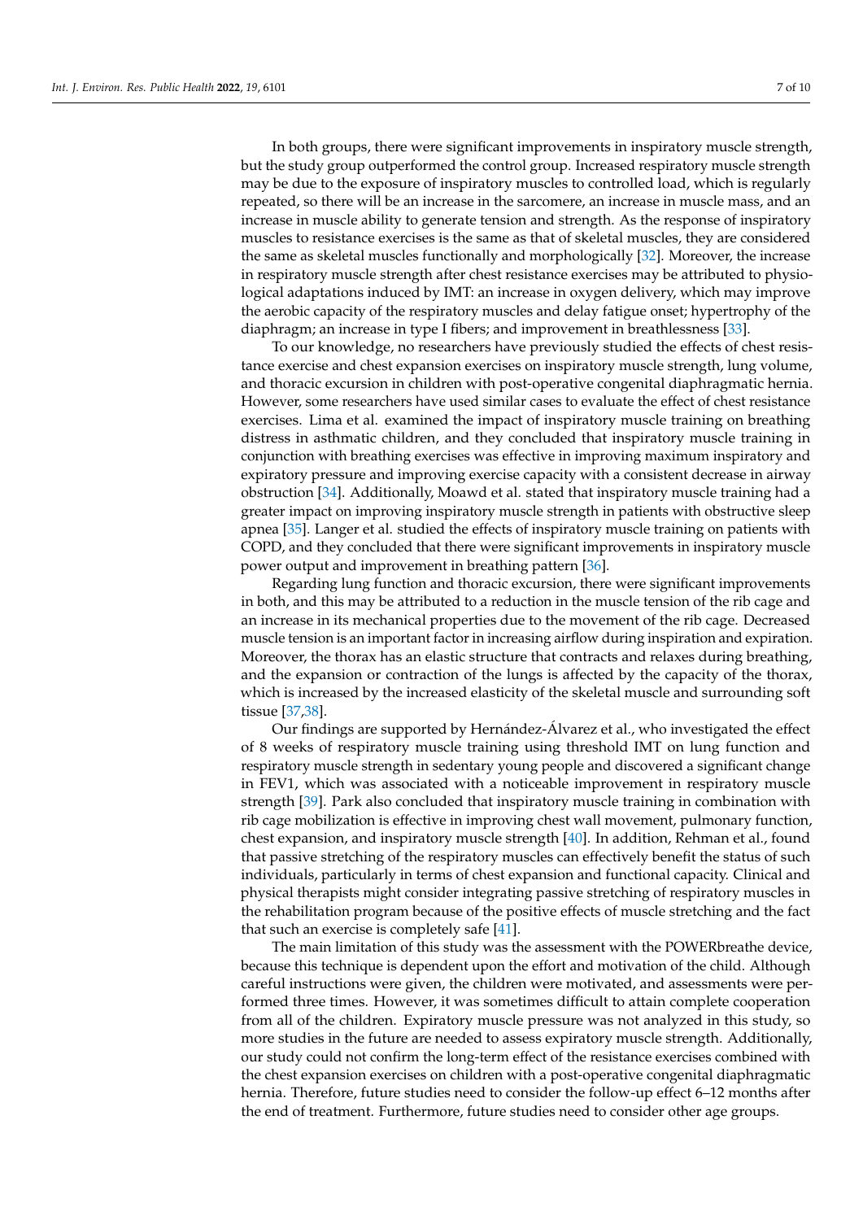In both groups, there were significant improvements in inspiratory muscle strength, but the study group outperformed the control group. Increased respiratory muscle strength may be due to the exposure of inspiratory muscles to controlled load, which is regularly repeated, so there will be an increase in the sarcomere, an increase in muscle mass, and an increase in muscle ability to generate tension and strength. As the response of inspiratory muscles to resistance exercises is the same as that of skeletal muscles, they are considered the same as skeletal muscles functionally and morphologically [32]. Moreover, the increase in respiratory muscle strength after chest resistance exercises may be attributed to physiological adaptations induced by IMT: an increase in oxygen delivery, which may improve the aerobic capacity of the respiratory muscles and delay fatigue onset; hypertrophy of the diaphragm; an increase in type I fibers; and improvement in breathlessness [33].

To our knowledge, no researchers have previously studied the effects of chest resistance exercise and chest expansion exercises on inspiratory muscle strength, lung volume, and thoracic excursion in children with post-operative congenital diaphragmatic hernia. However, some researchers have used similar cases to evaluate the effect of chest resistance exercises. Lima et al. examined the impact of inspiratory muscle training on breathing distress in asthmatic children, and they concluded that inspiratory muscle training in conjunction with breathing exercises was effective in improving maximum inspiratory and expiratory pressure and improving exercise capacity with a consistent decrease in airway obstruction [34]. Additionally, Moawd et al. stated that inspiratory muscle training had a greater impact on improving inspiratory muscle strength in patients with obstructive sleep apnea [35]. Langer et al. studied the effects of inspiratory muscle training on patients with COPD, and they concluded that there were significant improvements in inspiratory muscle power output and improvement in breathing pattern [36].

Regarding lung function and thoracic excursion, there were significant improvements in both, and this may be attributed to a reduction in the muscle tension of the rib cage and an increase in its mechanical properties due to the movement of the rib cage. Decreased muscle tension is an important factor in increasing airflow during inspiration and expiration. Moreover, the thorax has an elastic structure that contracts and relaxes during breathing, and the expansion or contraction of the lungs is affected by the capacity of the thorax, which is increased by the increased elasticity of the skeletal muscle and surrounding soft tissue [37,38].

Our findings are supported by Hernández-Álvarez et al., who investigated the effect of 8 weeks of respiratory muscle training using threshold IMT on lung function and respiratory muscle strength in sedentary young people and discovered a significant change in FEV1, which was associated with a noticeable improvement in respiratory muscle strength [39]. Park also concluded that inspiratory muscle training in combination with rib cage mobilization is effective in improving chest wall movement, pulmonary function, chest expansion, and inspiratory muscle strength [40]. In addition, Rehman et al., found that passive stretching of the respiratory muscles can effectively benefit the status of such individuals, particularly in terms of chest expansion and functional capacity. Clinical and physical therapists might consider integrating passive stretching of respiratory muscles in the rehabilitation program because of the positive effects of muscle stretching and the fact that such an exercise is completely safe [41].

The main limitation of this study was the assessment with the POWERbreathe device, because this technique is dependent upon the effort and motivation of the child. Although careful instructions were given, the children were motivated, and assessments were performed three times. However, it was sometimes difficult to attain complete cooperation from all of the children. Expiratory muscle pressure was not analyzed in this study, so more studies in the future are needed to assess expiratory muscle strength. Additionally, our study could not confirm the long-term effect of the resistance exercises combined with the chest expansion exercises on children with a post-operative congenital diaphragmatic hernia. Therefore, future studies need to consider the follow-up effect 6–12 months after the end of treatment. Furthermore, future studies need to consider other age groups.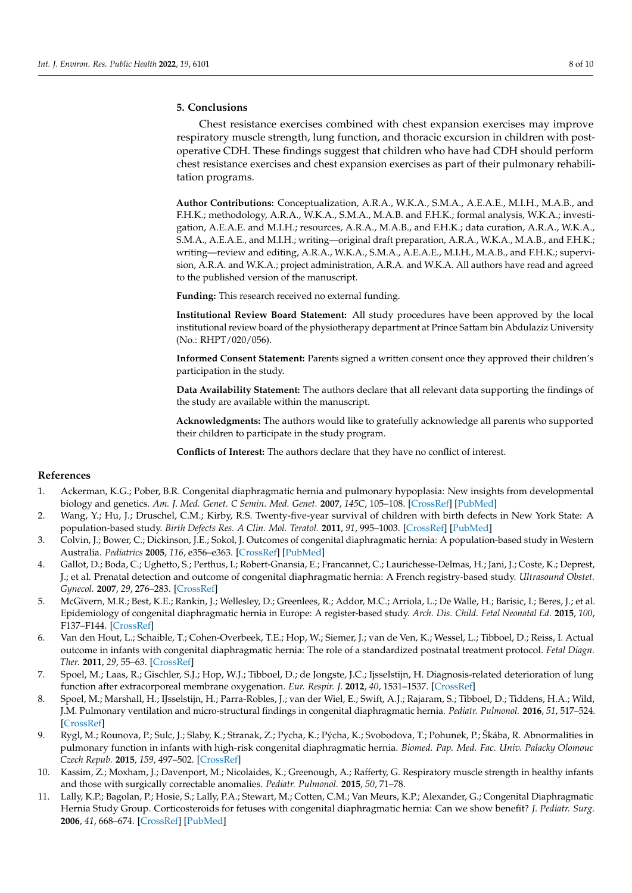## 5. Conclusions

Chest resistance exercises combined with chest expansion exercises may improve respiratory muscle strength, lung function, and thoracic excursion in children with post-operative CDH. These findings suggest that children who have had CDH should perform chest resistance exercises and chest expansion exercises as part of their pulmonary rehabilitation programs.

**Author Contributions:** Conceptualization, A.R.A., W.K.A., S.M.A., A.E.A.E., M.I.H., M.A.B., and F.H.K.; methodology, A.R.A., W.K.A., S.M.A., M.A.B. and F.H.K.; formal analysis, W.K.A.; investigation, A.E.A.E. and M.I.H.; resources, A.R.A., M.A.B., and F.H.K.; data curation, A.R.A., W.K.A., S.M.A., A.E.A.E., and M.I.H.; writing—original draft preparation, A.R.A., W.K.A., M.A.B., and F.H.K.; writing—review and editing, A.R.A., W.K.A., S.M.A., A.E.A.E., M.I.H., M.A.B., and F.H.K.; supervision, A.R.A. and W.K.A.; project administration, A.R.A. and W.K.A. All authors have read and agreed to the published version of the manuscript.

**Funding:** This research received no external funding.

**Institutional Review Board Statement:** All study procedures have been approved by the local institutional review board of the physiotherapy department at Prince Sattam bin Abdulaziz University (No.: RHPT/020/056).

**Informed Consent Statement:** Parents signed a written consent once they approved their children's participation in the study.

**Data Availability Statement:** The authors declare that all relevant data supporting the findings of the study are available within the manuscript.

**Acknowledgments:** The authors would like to gratefully acknowledge all parents who supported their children to participate in the study program.

**Conflicts of Interest:** The authors declare that they have no conflict of interest.

## References

1. Ackerman, K.G.; Pober, B.R. Congenital diaphragmatic hernia and pulmonary hypoplasia: New insights from developmental biology and genetics. *Am. J. Med. Genet. C Semin. Med. Genet.* **2007**, *145C*, 105–108. [CrossRef] [PubMed]
2. Wang, Y.; Hu, J.; Druschel, C.M.; Kirby, R.S. Twenty-five-year survival of children with birth defects in New York State: A population-based study. *Birth Defects Res. A Clin. Mol. Teratol.* **2011**, *91*, 995–1003. [CrossRef] [PubMed]
3. Colvin, J.; Bower, C.; Dickinson, J.E.; Sokol, J. Outcomes of congenital diaphragmatic hernia: A population-based study in Western Australia. *Pediatrics* **2005**, *116*, e356–e363. [CrossRef] [PubMed]
4. Gallot, D.; Boda, C.; Ughetto, S.; Perthus, I.; Robert-Gnansia, E.; Francannet, C.; Laurichesse-Delmas, H.; Jani, J.; Coste, K.; Deprest, J.; et al. Prenatal detection and outcome of congenital diaphragmatic hernia: A French registry-based study. *Ultrasound Obstet. Gynecol.* **2007**, *29*, 276–283. [CrossRef]
5. McGivern, M.R.; Best, K.E.; Rankin, J.; Wellesley, D.; Greenlees, R.; Addor, M.C.; Arriola, L.; De Walle, H.; Barisic, I.; Beres, J.; et al. Epidemiology of congenital diaphragmatic hernia in Europe: A register-based study. *Arch. Dis. Child. Fetal Neonatal Ed.* **2015**, *100*, F137–F144. [CrossRef]
6. Van den Hout, L.; Schaible, T.; Cohen-Overbeek, T.E.; Hop, W.; Siemer, J.; van de Ven, K.; Wessel, L.; Tibboel, D.; Reiss, I. Actual outcome in infants with congenital diaphragmatic hernia: The role of a standardized postnatal treatment protocol. *Fetal Diagn. Ther.* **2011**, *29*, 55–63. [CrossRef]
7. Spoel, M.; Laas, R.; Gischler, S.J.; Hop, W.J.; Tibboel, D.; de Jongste, J.C.; Ijsselstijn, H. Diagnosis-related deterioration of lung function after extracorporeal membrane oxygenation. *Eur. Respir. J.* **2012**, *40*, 1531–1537. [CrossRef]
8. Spoel, M.; Marshall, H.; IJsselstijn, H.; Parra-Robles, J.; van der Wiel, E.; Swift, A.J.; Rajaram, S.; Tibboel, D.; Tiddens, H.A.; Wild, J.M. Pulmonary ventilation and micro-structural findings in congenital diaphragmatic hernia. *Pediatr. Pulmonol.* **2016**, *51*, 517–524. [CrossRef]
9. Rygl, M.; Rounova, P.; Sulc, J.; Slaby, K.; Stranak, Z.; Pycha, K.; Pýcha, K.; Svobodova, T.; Pohunek, P.; Škába, R. Abnormalities in pulmonary function in infants with high-risk congenital diaphragmatic hernia. *Biomed. Pap. Med. Fac. Univ. Palacky Olomouc Czech Repub.* **2015**, *159*, 497–502. [CrossRef]
10. Kassim, Z.; Moxham, J.; Davenport, M.; Nicolaides, K.; Greenough, A.; Rafferty, G. Respiratory muscle strength in healthy infants and those with surgically correctable anomalies. *Pediatr. Pulmonol.* **2015**, *50*, 71–78.
11. Lally, K.P.; Bagolan, P.; Hosie, S.; Lally, P.A.; Stewart, M.; Cotten, C.M.; Van Meurs, K.P.; Alexander, G.; Congenital Diaphragmatic Hernia Study Group. Corticosteroids for fetuses with congenital diaphragmatic hernia: Can we show benefit? *J. Pediatr. Surg.* **2006**, *41*, 668–674. [CrossRef] [PubMed]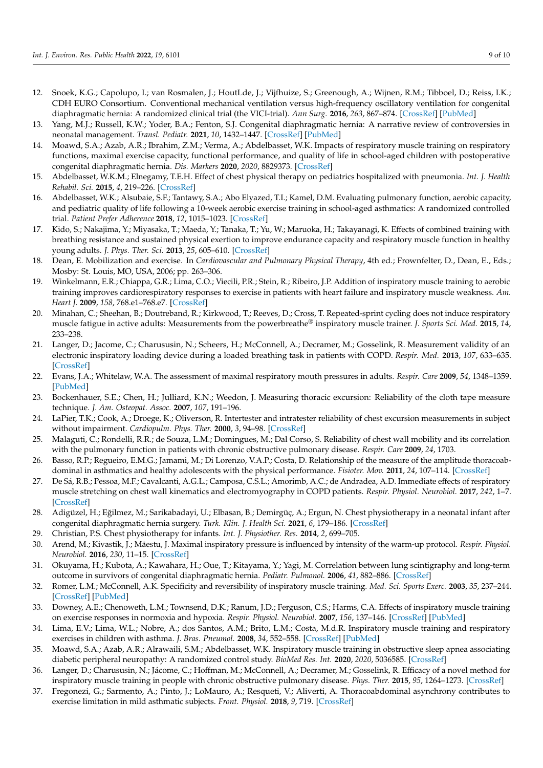12. Snoek, K.G.; Capolupo, I.; van Rosmalen, J.; HoutLde, J.; Vijfhuize, S.; Greenough, A.; Wijnen, R.M.; Tibboel, D.; Reiss, I.K.; CDH EURO Consortium. Conventional mechanical ventilation versus high-frequency oscillatory ventilation for congenital diaphragmatic hernia: A randomized clinical trial (the VICI-trial). *Ann Surg.* **2016**, *263*, 867–874. [CrossRef] [PubMed]
13. Yang, M.J.; Russell, K.W.; Yoder, B.A.; Fenton, S.J. Congenital diaphragmatic hernia: A narrative review of controversies in neonatal management. *Transl. Pediatr.* **2021**, *10*, 1432–1447. [CrossRef] [PubMed]
14. Moawd, S.A.; Azab, A.R.; Ibrahim, Z.M.; Verma, A.; Abdelbasset, W.K. Impacts of respiratory muscle training on respiratory functions, maximal exercise capacity, functional performance, and quality of life in school-aged children with postoperative congenital diaphragmatic hernia. *Dis. Markers* **2020**, *2020*, 8829373. [CrossRef]
15. Abdelbasset, W.K.M.; Elnegamy, T.E.H. Effect of chest physical therapy on pediatrics hospitalized with pneumonia. *Int. J. Health Rehabil. Sci.* **2015**, *4*, 219–226. [CrossRef]
16. Abdelbasset, W.K.; Alsubaie, S.F.; Tantawy, S.A.; Abo Elyazed, T.I.; Kamel, D.M. Evaluating pulmonary function, aerobic capacity, and pediatric quality of life following a 10-week aerobic exercise training in school-aged asthmatics: A randomized controlled trial. *Patient Prefer Adherence* **2018**, *12*, 1015–1023. [CrossRef]
17. Kido, S.; Nakajima, Y.; Miyasaka, T.; Maeda, Y.; Tanaka, T.; Yu, W.; Maruoka, H.; Takayanagi, K. Effects of combined training with breathing resistance and sustained physical exertion to improve endurance capacity and respiratory muscle function in healthy young adults. *J. Phys. Ther. Sci.* **2013**, *25*, 605–610. [CrossRef]
18. Dean, E. Mobilization and exercise. In *Cardiovascular and Pulmonary Physical Therapy*, 4th ed.; Frownfelter, D., Dean, E., Eds.; Mosby: St. Louis, MO, USA, 2006; pp. 263–306.
19. Winkelmann, E.R.; Chiappa, G.R.; Lima, C.O.; Viecili, P.R.; Stein, R.; Ribeiro, J.P. Addition of inspiratory muscle training to aerobic training improves cardiorespiratory responses to exercise in patients with heart failure and inspiratory muscle weakness. *Am. Heart J.* **2009**, *158*, 768.e1–768.e7. [CrossRef]
20. Minahan, C.; Sheehan, B.; Doutreband, R.; Kirkwood, T.; Reeves, D.; Cross, T. Repeated-sprint cycling does not induce respiratory muscle fatigue in active adults: Measurements from the powerbreathe® inspiratory muscle trainer. *J. Sports Sci. Med.* **2015**, *14*, 233–238.
21. Langer, D.; Jacome, C.; Charususin, N.; Scheers, H.; McConnell, A.; Decramer, M.; Gosselink, R. Measurement validity of an electronic inspiratory loading device during a loaded breathing task in patients with COPD. *Respir. Med.* **2013**, *107*, 633–635. [CrossRef]
22. Evans, J.A.; Whitelaw, W.A. The assessment of maximal respiratory mouth pressures in adults. *Respir. Care* **2009**, *54*, 1348–1359. [PubMed]
23. Bockenhauer, S.E.; Chen, H.; Julliard, K.N.; Weedon, J. Measuring thoracic excursion: Reliability of the cloth tape measure technique. *J. Am. Osteopat. Assoc.* **2007**, *107*, 191–196.
24. LaPier, T.K.; Cook, A.; Droege, K.; Oliverson, R. Intertester and intratester reliability of chest excursion measurements in subject without impairment. *Cardiopulm. Phys. Ther.* **2000**, *3*, 94–98. [CrossRef]
25. Malaguti, C.; Rondelli, R.R.; de Souza, L.M.; Domingues, M.; Dal Corso, S. Reliability of chest wall mobility and its correlation with the pulmonary function in patients with chronic obstructive pulmonary disease. *Respir. Care* **2009**, *24*, 1703.
26. Basso, R.P.; Regueiro, E.M.G.; Jamami, M.; Di Lorenzo, V.A.P.; Costa, D. Relationship of the measure of the amplitude thoracoabdominal in asthmatics and healthy adolescents with the physical performance. *Fisioter. Mov.* **2011**, *24*, 107–114. [CrossRef]
27. De Sá, R.B.; Pessoa, M.F.; Cavalcanti, A.G.L.; Camposa, C.S.L.; Amorimb, A.C.; de Andradea, A.D. Immediate effects of respiratory muscle stretching on chest wall kinematics and electromyography in COPD patients. *Respir. Physiol. Neurobiol.* **2017**, *242*, 1–7. [CrossRef]
28. Adigüzel, H.; Eğilmez, M.; Sarikabadayi, U.; Elbasan, B.; Demirgüç, A.; Ergun, N. Chest physiotherapy in a neonatal infant after congenital diaphragmatic hernia surgery. *Turk. Klin. J. Health Sci.* **2021**, *6*, 179–186. [CrossRef]
29. Christian, P.S. Chest physiotherapy for infants. *Int. J. Physiother. Res.* **2014**, *2*, 699–705.
30. Arend, M.; Kivastik, J.; Mäestu, J. Maximal inspiratory pressure is influenced by intensity of the warm-up protocol. *Respir. Physiol. Neurobiol.* **2016**, *230*, 11–15. [CrossRef]
31. Okuyama, H.; Kubota, A.; Kawahara, H.; Oue, T.; Kitayama, Y.; Yagi, M. Correlation between lung scintigraphy and long-term outcome in survivors of congenital diaphragmatic hernia. *Pediatr. Pulmonol.* **2006**, *41*, 882–886. [CrossRef]
32. Romer, L.M.; McConnell, A.K. Specificity and reversibility of inspiratory muscle training. *Med. Sci. Sports Exerc.* **2003**, *35*, 237–244. [CrossRef] [PubMed]
33. Downey, A.E.; Chenoweth, L.M.; Townsend, D.K.; Ranum, J.D.; Ferguson, C.S.; Harms, C.A. Effects of inspiratory muscle training on exercise responses in normoxia and hypoxia. *Respir. Physiol. Neurobiol.* **2007**, *156*, 137–146. [CrossRef] [PubMed]
34. Lima, E.V.; Lima, W.L.; Nobre, A.; dos Santos, A.M.; Brito, L.M.; Costa, M.d.R. Inspiratory muscle training and respiratory exercises in children with asthma. *J. Bras. Pneumol.* **2008**, *34*, 552–558. [CrossRef] [PubMed]
35. Moawd, S.A.; Azab, A.R.; Alrawaili, S.M.; Abdelbasset, W.K. Inspiratory muscle training in obstructive sleep apnea associating diabetic peripheral neuropathy: A randomized control study. *BioMed Res. Int.* **2020**, *2020*, 5036585. [CrossRef]
36. Langer, D.; Charususin, N.; Jácome, C.; Hoffman, M.; McConnell, A.; Decramer, M.; Gosselink, R. Efficacy of a novel method for inspiratory muscle training in people with chronic obstructive pulmonary disease. *Phys. Ther.* **2015**, *95*, 1264–1273. [CrossRef]
37. Fregonezi, G.; Sarmento, A.; Pinto, J.; LoMauro, A.; Resqueti, V.; Aliverti, A. Thoracoabdominal asynchrony contributes to exercise limitation in mild asthmatic subjects. *Front. Physiol.* **2018**, *9*, 719. [CrossRef]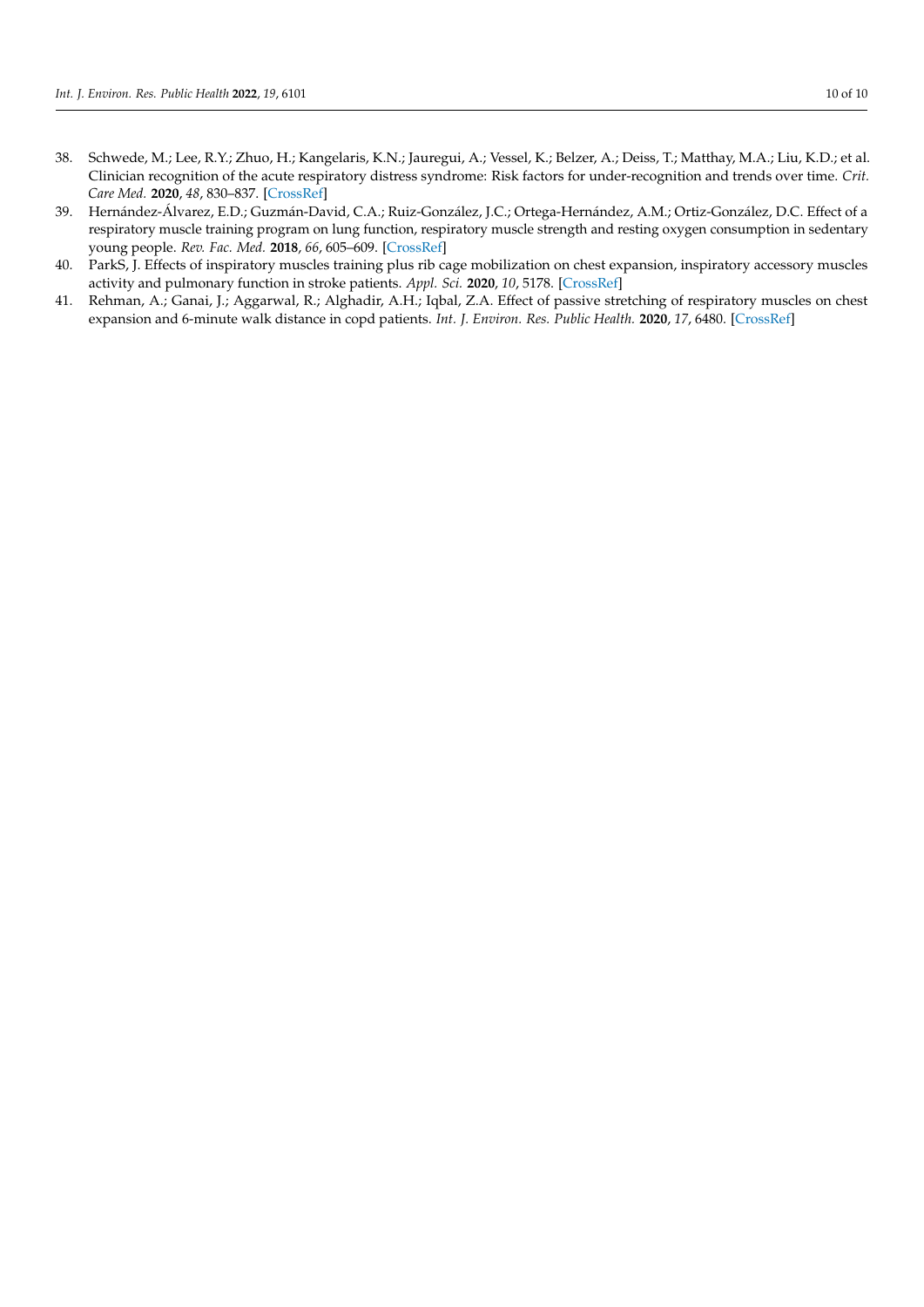38. Schwede, M.; Lee, R.Y.; Zhuo, H.; Kangelaris, K.N.; Jauregui, A.; Vessel, K.; Belzer, A.; Deiss, T.; Matthay, M.A.; Liu, K.D.; et al. Clinician recognition of the acute respiratory distress syndrome: Risk factors for under-recognition and trends over time. *Crit. Care Med.* **2020**, *48*, 830–837. [CrossRef]
39. Hernández-Álvarez, E.D.; Guzmán-David, C.A.; Ruiz-González, J.C.; Ortega-Hernández, A.M.; Ortiz-González, D.C. Effect of a respiratory muscle training program on lung function, respiratory muscle strength and resting oxygen consumption in sedentary young people. *Rev. Fac. Med.* **2018**, *66*, 605–609. [CrossRef]
40. ParkS, J. Effects of inspiratory muscles training plus rib cage mobilization on chest expansion, inspiratory accessory muscles activity and pulmonary function in stroke patients. *Appl. Sci.* **2020**, *10*, 5178. [CrossRef]
41. Rehman, A.; Ganai, J.; Aggarwal, R.; Alghadir, A.H.; Iqbal, Z.A. Effect of passive stretching of respiratory muscles on chest expansion and 6-minute walk distance in copd patients. *Int. J. Environ. Res. Public Health.* **2020**, *17*, 6480. [CrossRef]